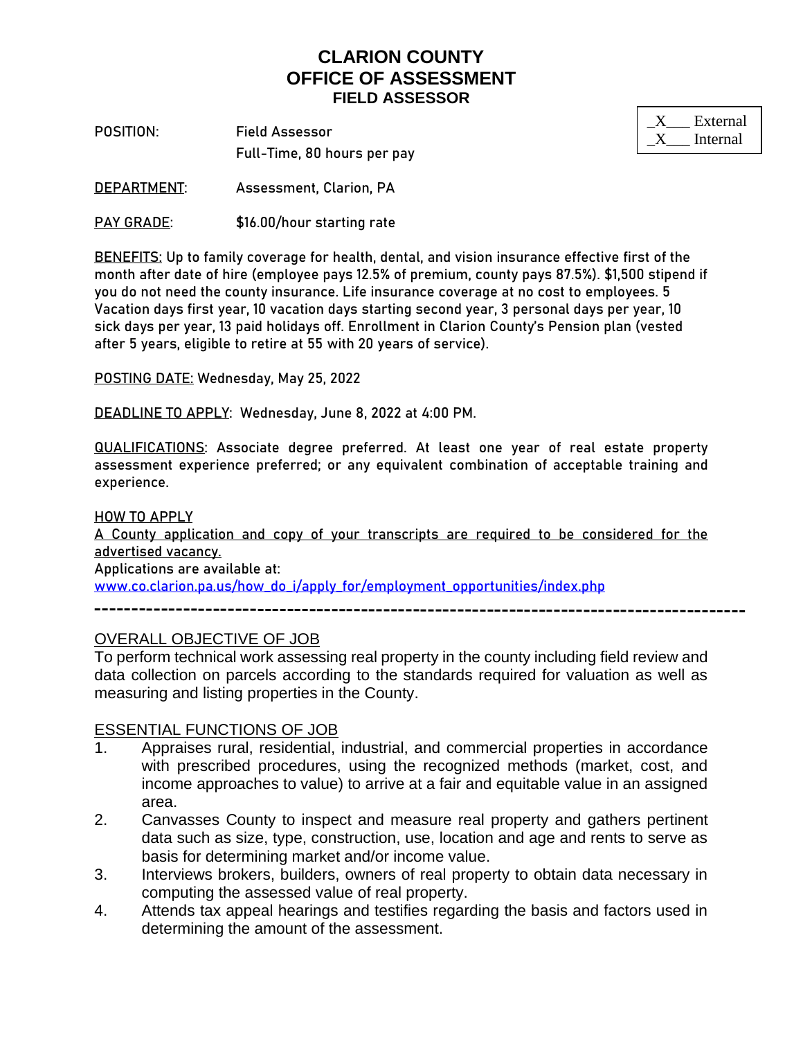# CLARION COUNTY
# OFFICE OF ASSESSMENT
## FIELD ASSESSOR

_X___ External
_X___ Internal

POSITION: Field Assessor
Full-Time, 80 hours per pay

DEPARTMENT: Assessment, Clarion, PA

PAY GRADE: $16.00/hour starting rate

BENEFITS: Up to family coverage for health, dental, and vision insurance effective first of the month after date of hire (employee pays 12.5% of premium, county pays 87.5%). $1,500 stipend if you do not need the county insurance. Life insurance coverage at no cost to employees. 5 Vacation days first year, 10 vacation days starting second year, 3 personal days per year, 10 sick days per year, 13 paid holidays off. Enrollment in Clarion County's Pension plan (vested after 5 years, eligible to retire at 55 with 20 years of service).

POSTING DATE: Wednesday, May 25, 2022

DEADLINE TO APPLY: Wednesday, June 8, 2022 at 4:00 PM.

QUALIFICATIONS: Associate degree preferred. At least one year of real estate property assessment experience preferred; or any equivalent combination of acceptable training and experience.

HOW TO APPLY

A County application and copy of your transcripts are required to be considered for the advertised vacancy.

Applications are available at:
www.co.clarion.pa.us/how_do_i/apply_for/employment_opportunities/index.php

---

OVERALL OBJECTIVE OF JOB

To perform technical work assessing real property in the county including field review and data collection on parcels according to the standards required for valuation as well as measuring and listing properties in the County.

ESSENTIAL FUNCTIONS OF JOB

1. Appraises rural, residential, industrial, and commercial properties in accordance with prescribed procedures, using the recognized methods (market, cost, and income approaches to value) to arrive at a fair and equitable value in an assigned area.
2. Canvasses County to inspect and measure real property and gathers pertinent data such as size, type, construction, use, location and age and rents to serve as basis for determining market and/or income value.
3. Interviews brokers, builders, owners of real property to obtain data necessary in computing the assessed value of real property.
4. Attends tax appeal hearings and testifies regarding the basis and factors used in determining the amount of the assessment.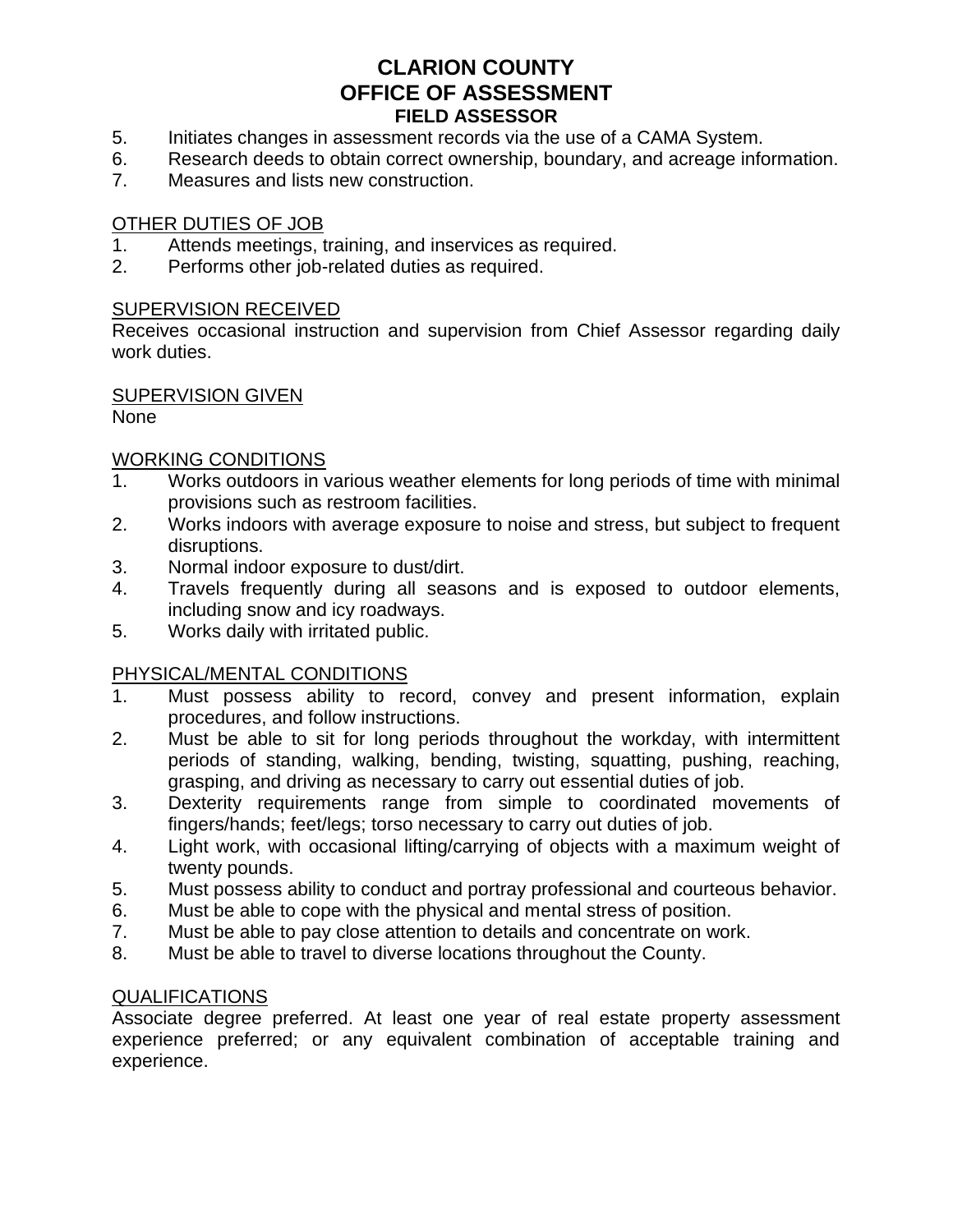5. Initiates changes in assessment records via the use of a CAMA System.
6. Research deeds to obtain correct ownership, boundary, and acreage information.
7. Measures and lists new construction.

OTHER DUTIES OF JOB

1. Attends meetings, training, and inservices as required.
2. Performs other job-related duties as required.

SUPERVISION RECEIVED

Receives occasional instruction and supervision from Chief Assessor regarding daily work duties.

SUPERVISION GIVEN

None

WORKING CONDITIONS

1. Works outdoors in various weather elements for long periods of time with minimal provisions such as restroom facilities.
2. Works indoors with average exposure to noise and stress, but subject to frequent disruptions.
3. Normal indoor exposure to dust/dirt.
4. Travels frequently during all seasons and is exposed to outdoor elements, including snow and icy roadways.
5. Works daily with irritated public.

PHYSICAL/MENTAL CONDITIONS

1. Must possess ability to record, convey and present information, explain procedures, and follow instructions.
2. Must be able to sit for long periods throughout the workday, with intermittent periods of standing, walking, bending, twisting, squatting, pushing, reaching, grasping, and driving as necessary to carry out essential duties of job.
3. Dexterity requirements range from simple to coordinated movements of fingers/hands; feet/legs; torso necessary to carry out duties of job.
4. Light work, with occasional lifting/carrying of objects with a maximum weight of twenty pounds.
5. Must possess ability to conduct and portray professional and courteous behavior.
6. Must be able to cope with the physical and mental stress of position.
7. Must be able to pay close attention to details and concentrate on work.
8. Must be able to travel to diverse locations throughout the County.

QUALIFICATIONS

Associate degree preferred. At least one year of real estate property assessment experience preferred; or any equivalent combination of acceptable training and experience.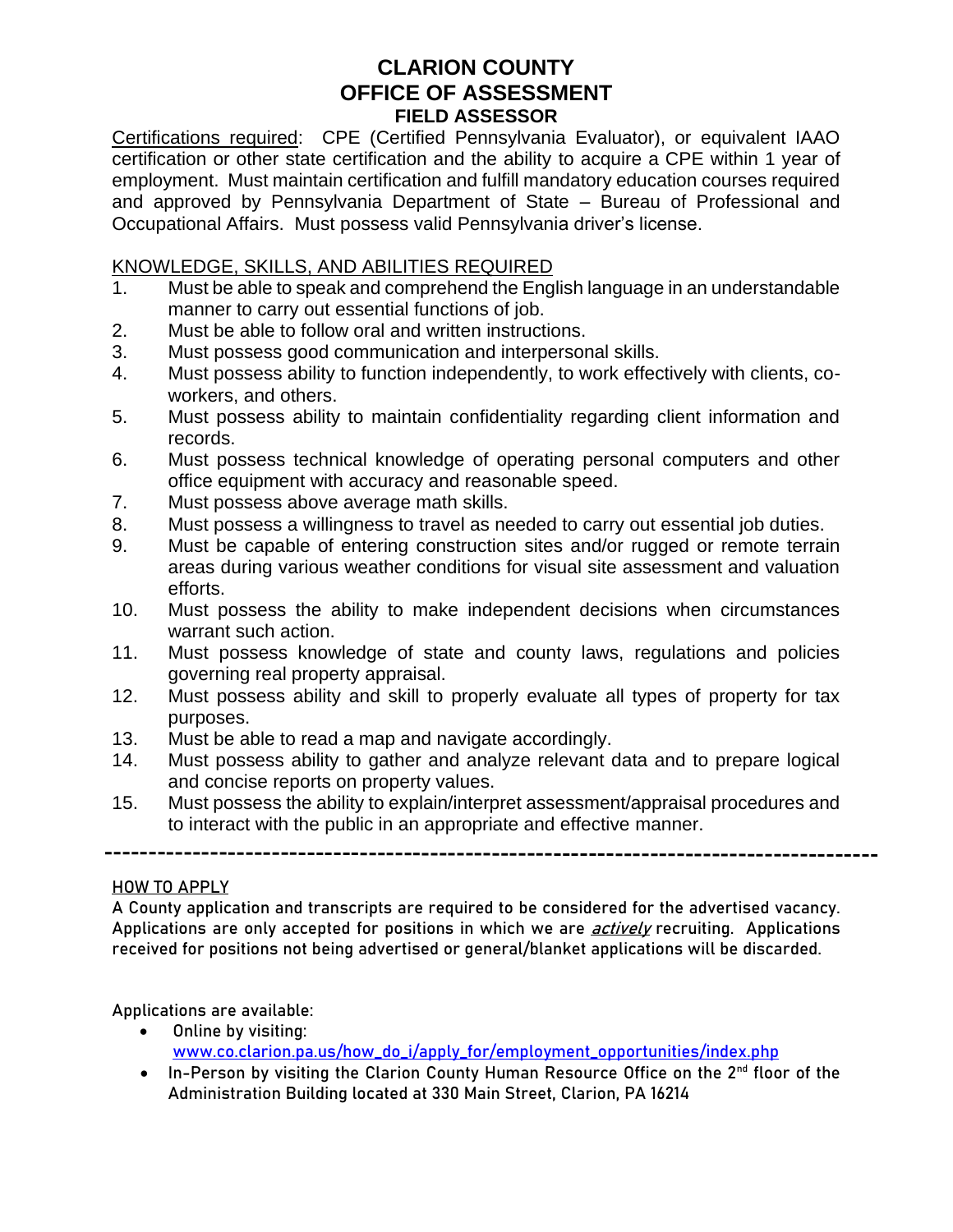# CLARION COUNTY
# OFFICE OF ASSESSMENT
## FIELD ASSESSOR

Certifications required: CPE (Certified Pennsylvania Evaluator), or equivalent IAAO certification or other state certification and the ability to acquire a CPE within 1 year of employment. Must maintain certification and fulfill mandatory education courses required and approved by Pennsylvania Department of State – Bureau of Professional and Occupational Affairs. Must possess valid Pennsylvania driver's license.

KNOWLEDGE, SKILLS, AND ABILITIES REQUIRED

1. Must be able to speak and comprehend the English language in an understandable manner to carry out essential functions of job.
2. Must be able to follow oral and written instructions.
3. Must possess good communication and interpersonal skills.
4. Must possess ability to function independently, to work effectively with clients, co-workers, and others.
5. Must possess ability to maintain confidentiality regarding client information and records.
6. Must possess technical knowledge of operating personal computers and other office equipment with accuracy and reasonable speed.
7. Must possess above average math skills.
8. Must possess a willingness to travel as needed to carry out essential job duties.
9. Must be capable of entering construction sites and/or rugged or remote terrain areas during various weather conditions for visual site assessment and valuation efforts.
10. Must possess the ability to make independent decisions when circumstances warrant such action.
11. Must possess knowledge of state and county laws, regulations and policies governing real property appraisal.
12. Must possess ability and skill to properly evaluate all types of property for tax purposes.
13. Must be able to read a map and navigate accordingly.
14. Must possess ability to gather and analyze relevant data and to prepare logical and concise reports on property values.
15. Must possess the ability to explain/interpret assessment/appraisal procedures and to interact with the public in an appropriate and effective manner.

---

HOW TO APPLY

A County application and transcripts are required to be considered for the advertised vacancy. Applications are only accepted for positions in which we are ***actively*** recruiting. Applications received for positions not being advertised or general/blanket applications will be discarded.

Applications are available:

- Online by visiting: www.co.clarion.pa.us/how_do_i/apply_for/employment_opportunities/index.php
- In-Person by visiting the Clarion County Human Resource Office on the 2nd floor of the Administration Building located at 330 Main Street, Clarion, PA 16214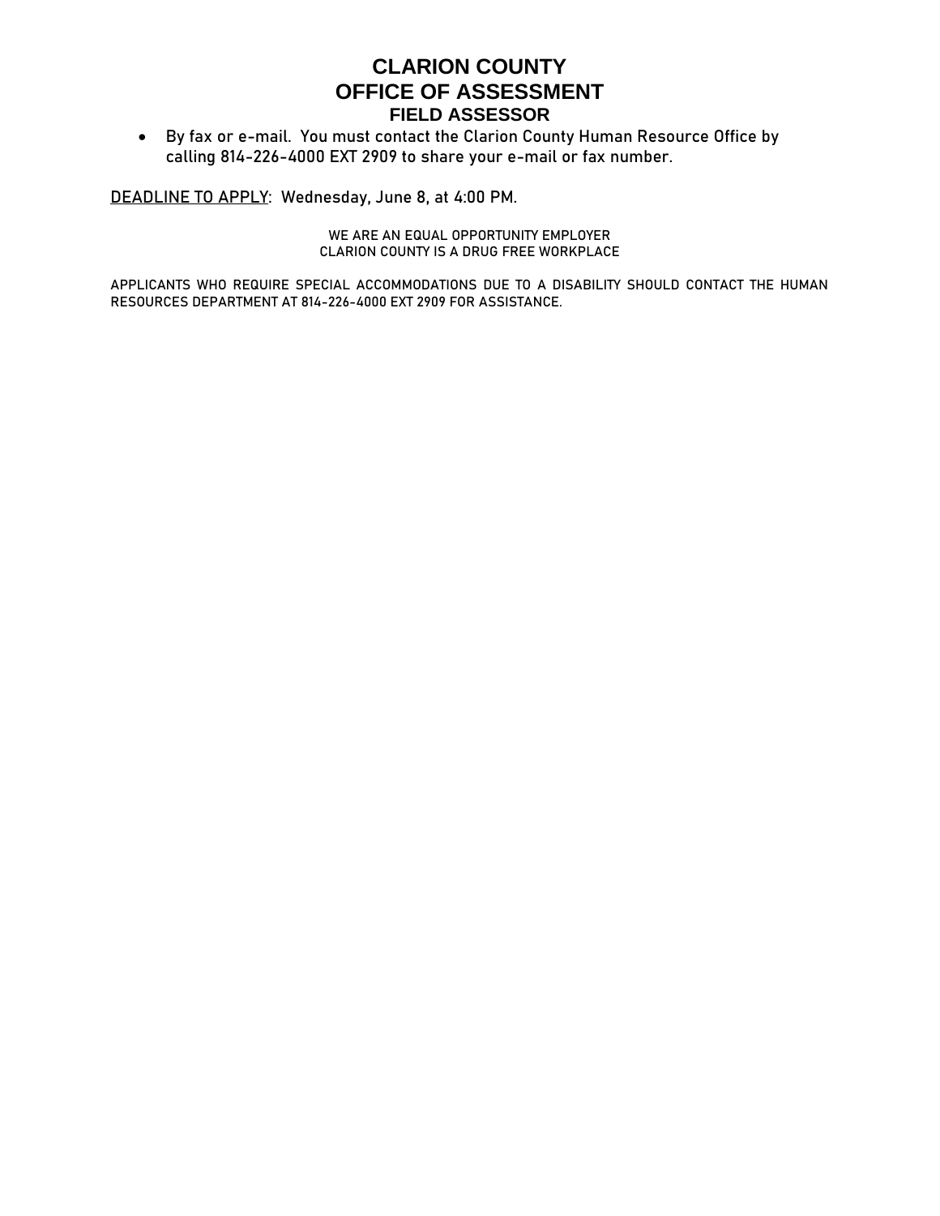# CLARION COUNTY
# OFFICE OF ASSESSMENT
## FIELD ASSESSOR

- By fax or e-mail. You must contact the Clarion County Human Resource Office by calling 814-226-4000 EXT 2909 to share your e-mail or fax number.

DEADLINE TO APPLY: Wednesday, June 8, at 4:00 PM.

WE ARE AN EQUAL OPPORTUNITY EMPLOYER
CLARION COUNTY IS A DRUG FREE WORKPLACE

APPLICANTS WHO REQUIRE SPECIAL ACCOMMODATIONS DUE TO A DISABILITY SHOULD CONTACT THE HUMAN RESOURCES DEPARTMENT AT 814-226-4000 EXT 2909 FOR ASSISTANCE.